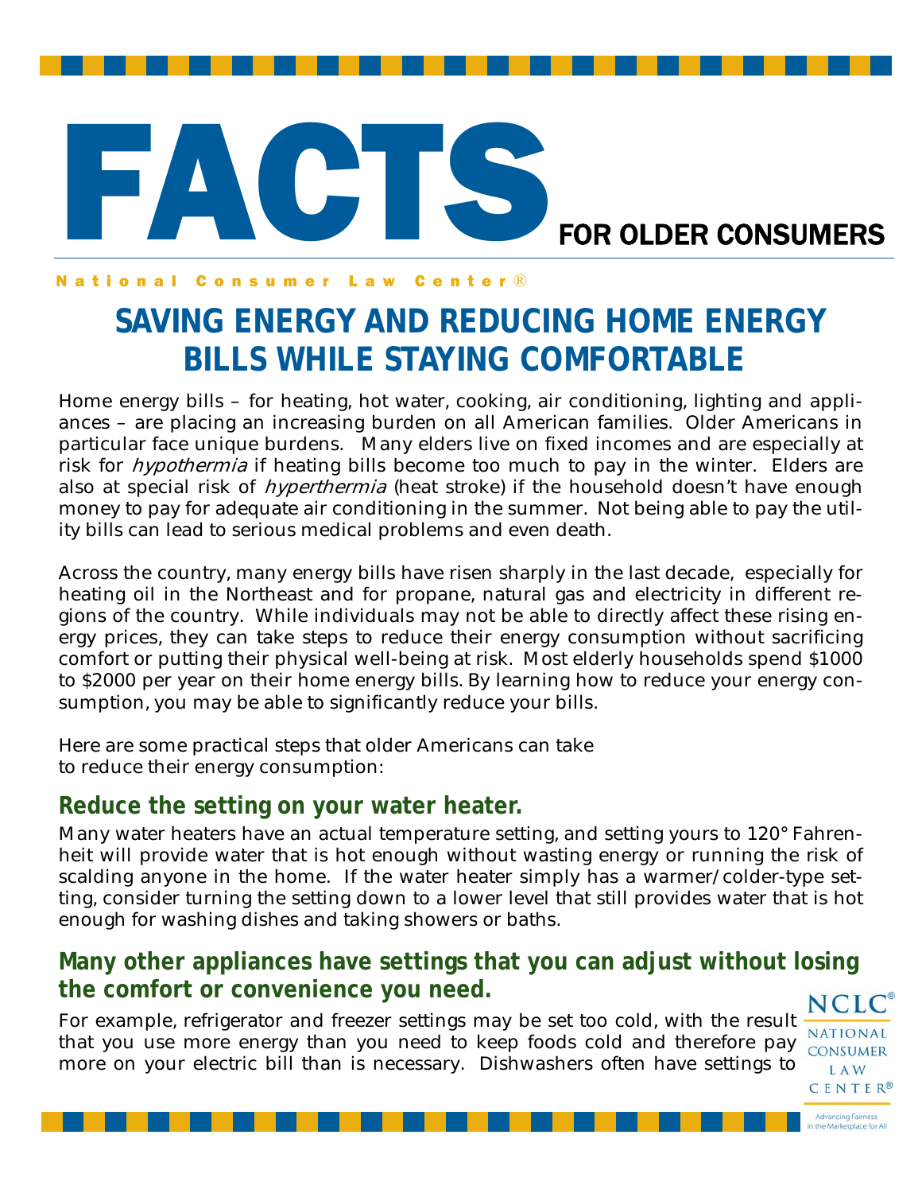# FACTS FOR OLDER CONSUMERS

National Consumer Law Center®

## SAVING ENERGY AND REDUCING HOME ENERGY BILLS WHILE STAYING COMFORTABLE

Home energy bills – for heating, hot water, cooking, air conditioning, lighting and appliances – are placing an increasing burden on all American families. Older Americans in particular face unique burdens. Many elders live on fixed incomes and are especially at risk for *hypothermia* if heating bills become too much to pay in the winter. Elders are also at special risk of *hyperthermia* (heat stroke) if the household doesn't have enough money to pay for adequate air conditioning in the summer. Not being able to pay the utility bills can lead to serious medical problems and even death.

Across the country, many energy bills have risen sharply in the last decade, especially for heating oil in the Northeast and for propane, natural gas and electricity in different regions of the country. While individuals may not be able to directly affect these rising energy prices, they can take steps to reduce their energy consumption without sacrificing comfort or putting their physical well-being at risk. Most elderly households spend $1000 to $2000 per year on their home energy bills. By learning how to reduce your energy consumption, you may be able to significantly reduce your bills.

Here are some practical steps that older Americans can take to reduce their energy consumption:

### Reduce the setting on your water heater.

Many water heaters have an actual temperature setting, and setting yours to 120° Fahrenheit will provide water that is hot enough without wasting energy or running the risk of scalding anyone in the home. If the water heater simply has a warmer/colder-type setting, consider turning the setting down to a lower level that still provides water that is hot enough for washing dishes and taking showers or baths.

### Many other appliances have settings that you can adjust without losing the comfort or convenience you need.

For example, refrigerator and freezer settings may be set too cold, with the result that you use more energy than you need to keep foods cold and therefore pay more on your electric bill than is necessary. Dishwashers often have settings to

NCLC® NATIONAL CONSUMER LAW CENTER® Advancing Fairness in the Marketplace for All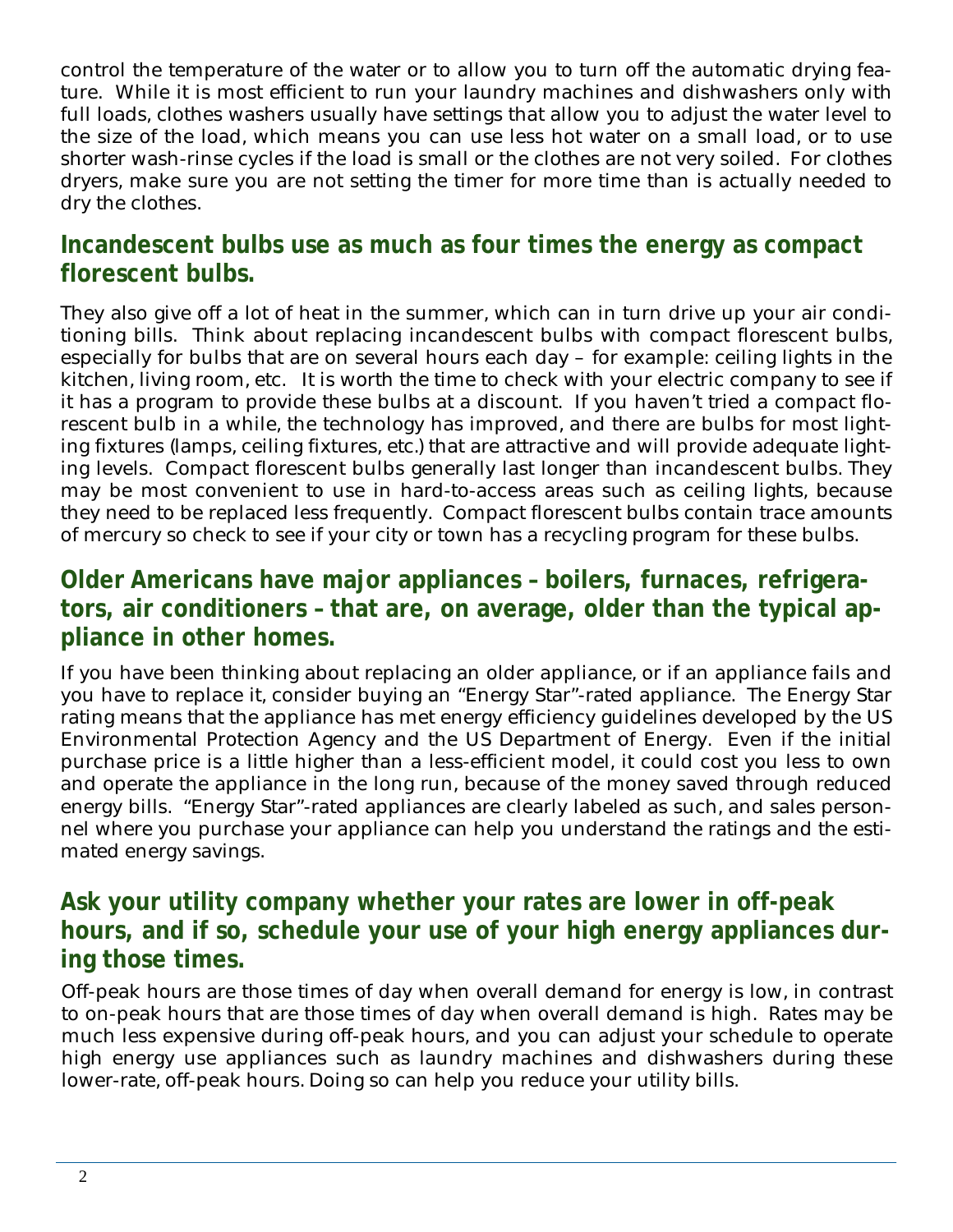control the temperature of the water or to allow you to turn off the automatic drying feature. While it is most efficient to run your laundry machines and dishwashers only with full loads, clothes washers usually have settings that allow you to adjust the water level to the size of the load, which means you can use less hot water on a small load, or to use shorter wash-rinse cycles if the load is small or the clothes are not very soiled. For clothes dryers, make sure you are not setting the timer for more time than is actually needed to dry the clothes.

## Incandescent bulbs use as much as four times the energy as compact florescent bulbs.

They also give off a lot of heat in the summer, which can in turn drive up your air conditioning bills. Think about replacing incandescent bulbs with compact florescent bulbs, especially for bulbs that are on several hours each day – for example: ceiling lights in the kitchen, living room, etc. It is worth the time to check with your electric company to see if it has a program to provide these bulbs at a discount. If you haven't tried a compact florescent bulb in a while, the technology has improved, and there are bulbs for most lighting fixtures (lamps, ceiling fixtures, etc.) that are attractive and will provide adequate lighting levels. Compact florescent bulbs generally last longer than incandescent bulbs. They may be most convenient to use in hard-to-access areas such as ceiling lights, because they need to be replaced less frequently. Compact florescent bulbs contain trace amounts of mercury so check to see if your city or town has a recycling program for these bulbs.

## Older Americans have major appliances – boilers, furnaces, refrigerators, air conditioners – that are, on average, older than the typical appliance in other homes.

If you have been thinking about replacing an older appliance, or if an appliance fails and you have to replace it, consider buying an "Energy Star"-rated appliance. The Energy Star rating means that the appliance has met energy efficiency guidelines developed by the US Environmental Protection Agency and the US Department of Energy. Even if the initial purchase price is a little higher than a less-efficient model, it could cost you less to own and operate the appliance in the long run, because of the money saved through reduced energy bills. "Energy Star"-rated appliances are clearly labeled as such, and sales personnel where you purchase your appliance can help you understand the ratings and the estimated energy savings.

## Ask your utility company whether your rates are lower in off-peak hours, and if so, schedule your use of your high energy appliances during those times.

Off-peak hours are those times of day when overall demand for energy is low, in contrast to on-peak hours that are those times of day when overall demand is high. Rates may be much less expensive during off-peak hours, and you can adjust your schedule to operate high energy use appliances such as laundry machines and dishwashers during these lower-rate, off-peak hours. Doing so can help you reduce your utility bills.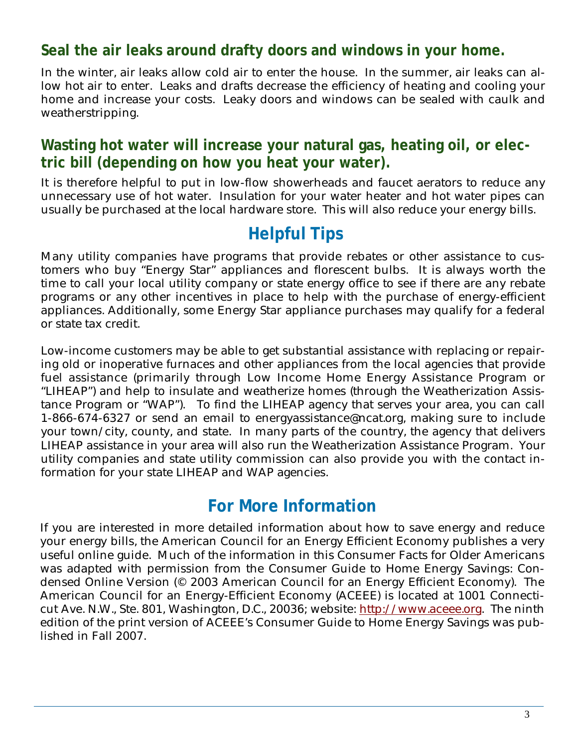### Seal the air leaks around drafty doors and windows in your home.

In the winter, air leaks allow cold air to enter the house. In the summer, air leaks can allow hot air to enter. Leaks and drafts decrease the efficiency of heating and cooling your home and increase your costs. Leaky doors and windows can be sealed with caulk and weatherstripping.

### Wasting hot water will increase your natural gas, heating oil, or electric bill (depending on how you heat your water).

It is therefore helpful to put in low-flow showerheads and faucet aerators to reduce any unnecessary use of hot water. Insulation for your water heater and hot water pipes can usually be purchased at the local hardware store. This will also reduce your energy bills.

## Helpful Tips

Many utility companies have programs that provide rebates or other assistance to customers who buy "Energy Star" appliances and florescent bulbs. It is always worth the time to call your local utility company or state energy office to see if there are any rebate programs or any other incentives in place to help with the purchase of energy-efficient appliances. Additionally, some Energy Star appliance purchases may qualify for a federal or state tax credit.

Low-income customers may be able to get substantial assistance with replacing or repairing old or inoperative furnaces and other appliances from the local agencies that provide fuel assistance (primarily through Low Income Home Energy Assistance Program or "LIHEAP") and help to insulate and weatherize homes (through the Weatherization Assistance Program or "WAP"). To find the LIHEAP agency that serves your area, you can call 1-866-674-6327 or send an email to energyassistance@ncat.org, making sure to include your town/city, county, and state. In many parts of the country, the agency that delivers LIHEAP assistance in your area will also run the Weatherization Assistance Program. Your utility companies and state utility commission can also provide you with the contact information for your state LIHEAP and WAP agencies.

## For More Information

If you are interested in more detailed information about how to save energy and reduce your energy bills, the American Council for an Energy Efficient Economy publishes a very useful online guide. Much of the information in this Consumer Facts for Older Americans was adapted with permission from the Consumer Guide to Home Energy Savings: Condensed Online Version (© 2003 American Council for an Energy Efficient Economy). The American Council for an Energy-Efficient Economy (ACEEE) is located at 1001 Connecticut Ave. N.W., Ste. 801, Washington, D.C., 20036; website: [http://www.aceee.org](http://www.aceee.org). The ninth edition of the print version of ACEEE's Consumer Guide to Home Energy Savings was published in Fall 2007.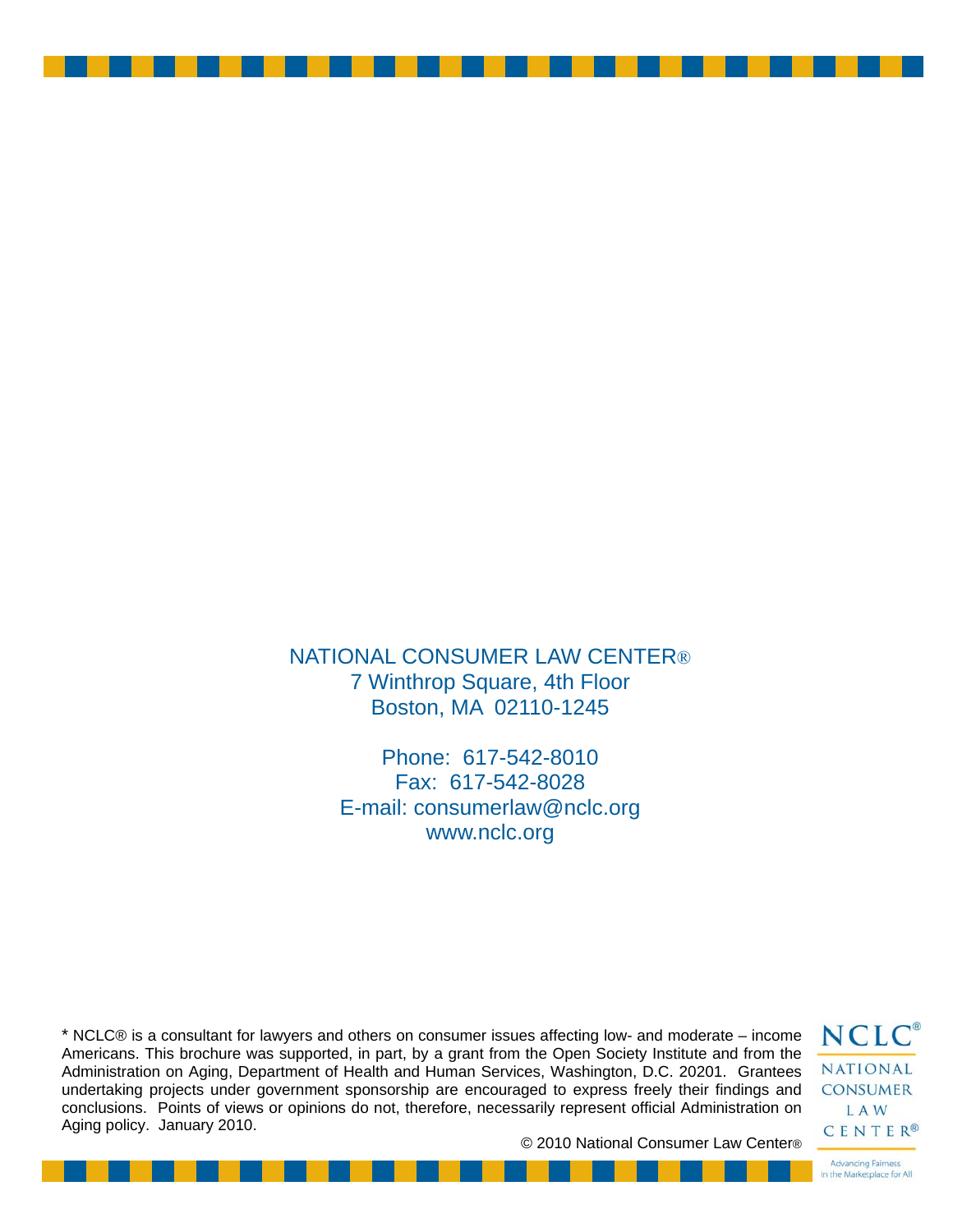NATIONAL CONSUMER LAW CENTER®
7 Winthrop Square, 4th Floor
Boston, MA 02110-1245

Phone: 617-542-8010
Fax: 617-542-8028
E-mail: consumerlaw@nclc.org
www.nclc.org

* NCLC® is a consultant for lawyers and others on consumer issues affecting low- and moderate – income Americans. This brochure was supported, in part, by a grant from the Open Society Institute and from the Administration on Aging, Department of Health and Human Services, Washington, D.C. 20201. Grantees undertaking projects under government sponsorship are encouraged to express freely their findings and conclusions. Points of views or opinions do not, therefore, necessarily represent official Administration on Aging policy. January 2010.

© 2010 National Consumer Law Center®

NCLC®
NATIONAL
CONSUMER
LAW
CENTER®

Advancing Fairness
in the Marketplace for All